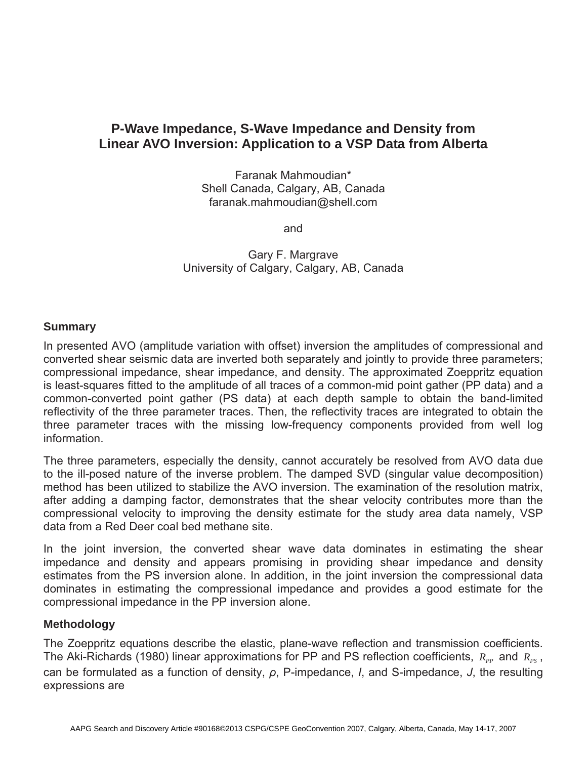# P-Wave Impedance, S-Wave Impedance and Density from Linear AVO Inversion: Application to a VSP Data from Alberta

Faranak Mahmoudian*
Shell Canada, Calgary, AB, Canada
faranak.mahmoudian@shell.com

and

Gary F. Margrave
University of Calgary, Calgary, AB, Canada

## Summary

In presented AVO (amplitude variation with offset) inversion the amplitudes of compressional and converted shear seismic data are inverted both separately and jointly to provide three parameters; compressional impedance, shear impedance, and density. The approximated Zoeppritz equation is least-squares fitted to the amplitude of all traces of a common-mid point gather (PP data) and a common-converted point gather (PS data) at each depth sample to obtain the band-limited reflectivity of the three parameter traces. Then, the reflectivity traces are integrated to obtain the three parameter traces with the missing low-frequency components provided from well log information.

The three parameters, especially the density, cannot accurately be resolved from AVO data due to the ill-posed nature of the inverse problem. The damped SVD (singular value decomposition) method has been utilized to stabilize the AVO inversion. The examination of the resolution matrix, after adding a damping factor, demonstrates that the shear velocity contributes more than the compressional velocity to improving the density estimate for the study area data namely, VSP data from a Red Deer coal bed methane site.

In the joint inversion, the converted shear wave data dominates in estimating the shear impedance and density and appears promising in providing shear impedance and density estimates from the PS inversion alone. In addition, in the joint inversion the compressional data dominates in estimating the compressional impedance and provides a good estimate for the compressional impedance in the PP inversion alone.

## Methodology

The Zoeppritz equations describe the elastic, plane-wave reflection and transmission coefficients. The Aki-Richards (1980) linear approximations for PP and PS reflection coefficients, $R_{PP}$ and $R_{PS}$, can be formulated as a function of density, $\rho$, P-impedance, $I$, and S-impedance, $J$, the resulting expressions are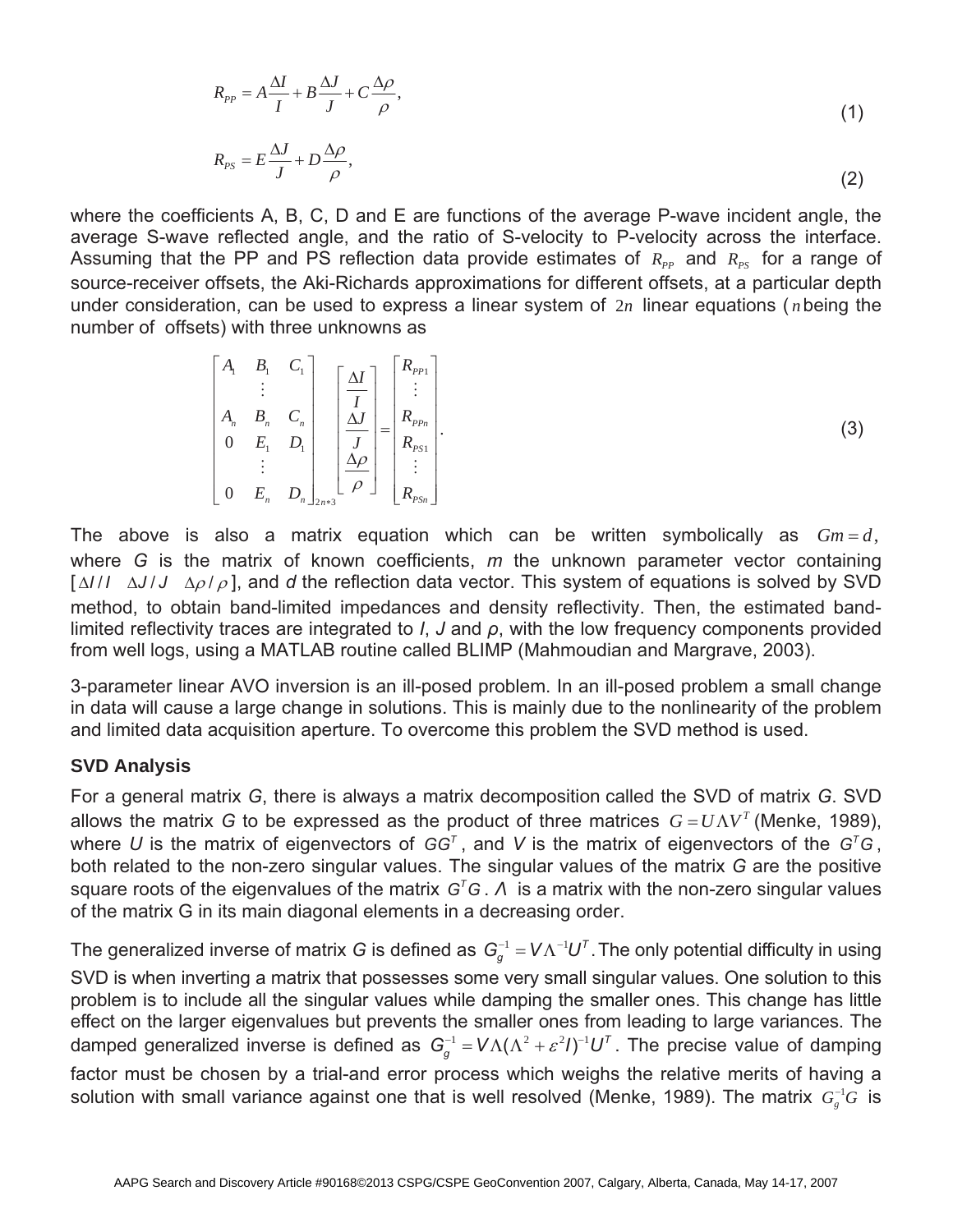$$R_{PP} = A\frac{\Delta I}{I} + B\frac{\Delta J}{J} + C\frac{\Delta \rho}{\rho}, \tag{1}$$

$$R_{PS} = E\frac{\Delta J}{J} + D\frac{\Delta \rho}{\rho}, \tag{2}$$

where the coefficients A, B, C, D and E are functions of the average P-wave incident angle, the average S-wave reflected angle, and the ratio of S-velocity to P-velocity across the interface. Assuming that the PP and PS reflection data provide estimates of $R_{PP}$ and $R_{PS}$ for a range of source-receiver offsets, the Aki-Richards approximations for different offsets, at a particular depth under consideration, can be used to express a linear system of $2n$ linear equations ($n$ being the number of offsets) with three unknowns as

$$\begin{bmatrix} A_1 & B_1 & C_1 \\ & \vdots & \\ A_n & B_n & C_n \\ 0 & E_1 & D_1 \\ & \vdots & \\ 0 & E_n & D_n \end{bmatrix}_{2n*3} \begin{bmatrix} \frac{\Delta I}{I} \\ \frac{\Delta J}{J} \\ \frac{\Delta \rho}{\rho} \end{bmatrix} = \begin{bmatrix} R_{PP1} \\ \vdots \\ R_{PPn} \\ R_{PS1} \\ \vdots \\ R_{PSn} \end{bmatrix}. \tag{3}$$

The above is also a matrix equation which can be written symbolically as $Gm = d$, where *G* is the matrix of known coefficients, *m* the unknown parameter vector containing $[\Delta I/I \quad \Delta J/J \quad \Delta\rho/\rho]$, and *d* the reflection data vector. This system of equations is solved by SVD method, to obtain band-limited impedances and density reflectivity. Then, the estimated band-limited reflectivity traces are integrated to *I*, *J* and *ρ*, with the low frequency components provided from well logs, using a MATLAB routine called BLIMP (Mahmoudian and Margrave, 2003).

3-parameter linear AVO inversion is an ill-posed problem. In an ill-posed problem a small change in data will cause a large change in solutions. This is mainly due to the nonlinearity of the problem and limited data acquisition aperture. To overcome this problem the SVD method is used.

### SVD Analysis

For a general matrix *G*, there is always a matrix decomposition called the SVD of matrix *G*. SVD allows the matrix *G* to be expressed as the product of three matrices $G = U\Lambda V^T$ (Menke, 1989), where *U* is the matrix of eigenvectors of $GG^T$, and *V* is the matrix of eigenvectors of the $G^T G$, both related to the non-zero singular values. The singular values of the matrix *G* are the positive square roots of the eigenvalues of the matrix $G^T G$. $\Lambda$ is a matrix with the non-zero singular values of the matrix G in its main diagonal elements in a decreasing order.

The generalized inverse of matrix *G* is defined as $G_g^{-1} = V\Lambda^{-1}U^T$. The only potential difficulty in using SVD is when inverting a matrix that possesses some very small singular values. One solution to this problem is to include all the singular values while damping the smaller ones. This change has little effect on the larger eigenvalues but prevents the smaller ones from leading to large variances. The damped generalized inverse is defined as $G_g^{-1} = V\Lambda(\Lambda^2 + \varepsilon^2 I)^{-1}U^T$. The precise value of damping factor must be chosen by a trial-and error process which weighs the relative merits of having a solution with small variance against one that is well resolved (Menke, 1989). The matrix $G_g^{-1}G$ is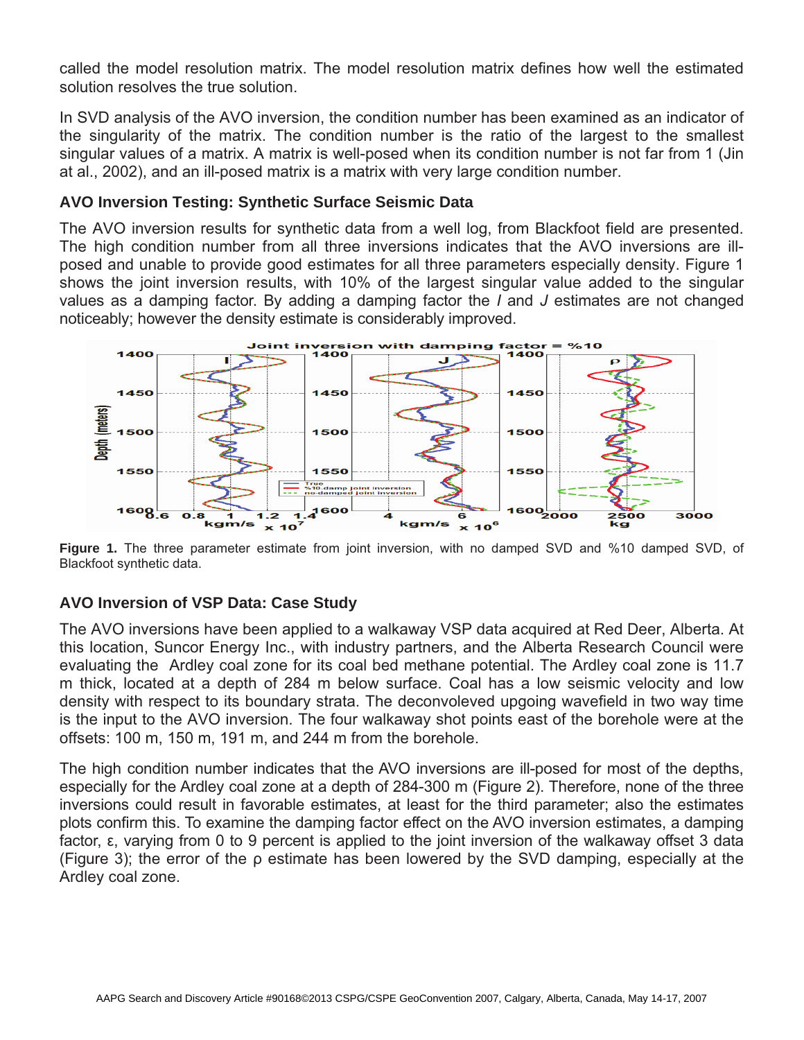called the model resolution matrix. The model resolution matrix defines how well the estimated solution resolves the true solution.

In SVD analysis of the AVO inversion, the condition number has been examined as an indicator of the singularity of the matrix. The condition number is the ratio of the largest to the smallest singular values of a matrix. A matrix is well-posed when its condition number is not far from 1 (Jin at al., 2002), and an ill-posed matrix is a matrix with very large condition number.

### AVO Inversion Testing: Synthetic Surface Seismic Data

The AVO inversion results for synthetic data from a well log, from Blackfoot field are presented. The high condition number from all three inversions indicates that the AVO inversions are ill-posed and unable to provide good estimates for all three parameters especially density. Figure 1 shows the joint inversion results, with 10% of the largest singular value added to the singular values as a damping factor. By adding a damping factor the *I* and *J* estimates are not changed noticeably; however the density estimate is considerably improved.

**Figure 1.** The three parameter estimate from joint inversion, with no damped SVD and %10 damped SVD, of Blackfoot synthetic data.

### AVO Inversion of VSP Data: Case Study

The AVO inversions have been applied to a walkaway VSP data acquired at Red Deer, Alberta. At this location, Suncor Energy Inc., with industry partners, and the Alberta Research Council were evaluating the Ardley coal zone for its coal bed methane potential. The Ardley coal zone is 11.7 m thick, located at a depth of 284 m below surface. Coal has a low seismic velocity and low density with respect to its boundary strata. The deconvoleved upgoing wavefield in two way time is the input to the AVO inversion. The four walkaway shot points east of the borehole were at the offsets: 100 m, 150 m, 191 m, and 244 m from the borehole.

The high condition number indicates that the AVO inversions are ill-posed for most of the depths, especially for the Ardley coal zone at a depth of 284-300 m (Figure 2). Therefore, none of the three inversions could result in favorable estimates, at least for the third parameter; also the estimates plots confirm this. To examine the damping factor effect on the AVO inversion estimates, a damping factor, $\varepsilon$, varying from 0 to 9 percent is applied to the joint inversion of the walkaway offset 3 data (Figure 3); the error of the $\rho$ estimate has been lowered by the SVD damping, especially at the Ardley coal zone.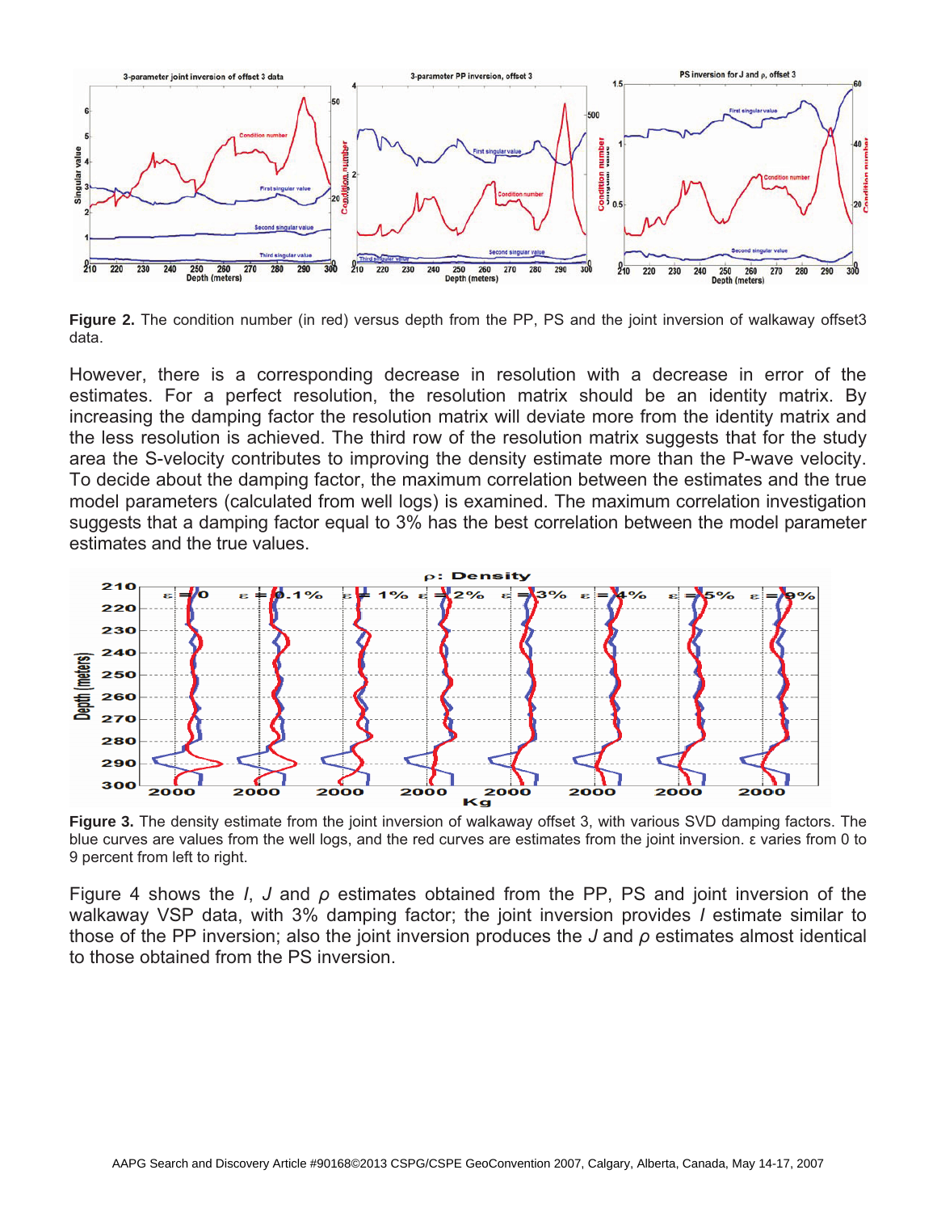**Figure 2.** The condition number (in red) versus depth from the PP, PS and the joint inversion of walkaway offset3 data.

However, there is a corresponding decrease in resolution with a decrease in error of the estimates. For a perfect resolution, the resolution matrix should be an identity matrix. By increasing the damping factor the resolution matrix will deviate more from the identity matrix and the less resolution is achieved. The third row of the resolution matrix suggests that for the study area the S-velocity contributes to improving the density estimate more than the P-wave velocity. To decide about the damping factor, the maximum correlation between the estimates and the true model parameters (calculated from well logs) is examined. The maximum correlation investigation suggests that a damping factor equal to 3% has the best correlation between the model parameter estimates and the true values.

**Figure 3.** The density estimate from the joint inversion of walkaway offset 3, with various SVD damping factors. The blue curves are values from the well logs, and the red curves are estimates from the joint inversion. ε varies from 0 to 9 percent from left to right.

Figure 4 shows the *I*, *J* and *ρ* estimates obtained from the PP, PS and joint inversion of the walkaway VSP data, with 3% damping factor; the joint inversion provides *I* estimate similar to those of the PP inversion; also the joint inversion produces the *J* and *ρ* estimates almost identical to those obtained from the PS inversion.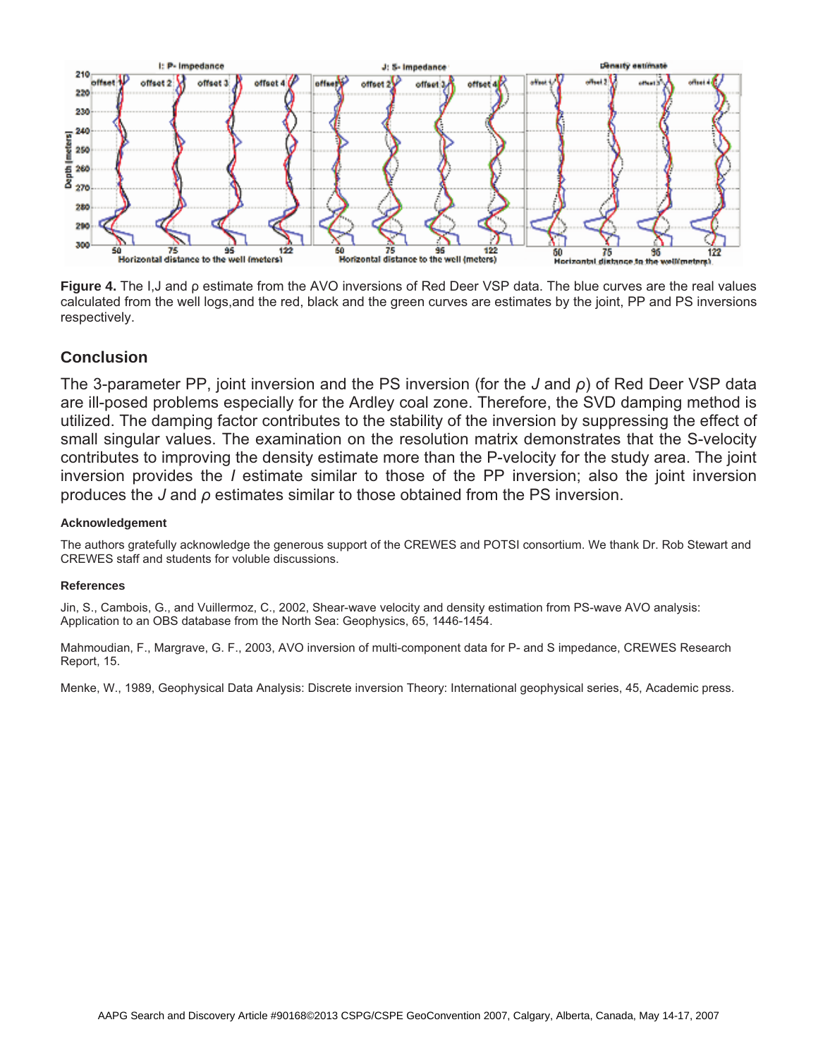I: P- impedance

J: S- impedance

Density estimate

210
220
230
240
250
260
270
280
290
300

Depth [meters]

offset 1 offset 2 offset 3 offset 4

50 75 95 122

Horizontal distance to the well (meters)

50 75 95 122

Horizontal distance to the well (meters)

50 75 95 122

Horizontal distance to the well(meters)

**Figure 4.** The I,J and ρ estimate from the AVO inversions of Red Deer VSP data. The blue curves are the real values calculated from the well logs,and the red, black and the green curves are estimates by the joint, PP and PS inversions respectively.

## Conclusion

The 3-parameter PP, joint inversion and the PS inversion (for the $J$ and $\rho$) of Red Deer VSP data are ill-posed problems especially for the Ardley coal zone. Therefore, the SVD damping method is utilized. The damping factor contributes to the stability of the inversion by suppressing the effect of small singular values. The examination on the resolution matrix demonstrates that the S-velocity contributes to improving the density estimate more than the P-velocity for the study area. The joint inversion provides the $I$ estimate similar to those of the PP inversion; also the joint inversion produces the $J$ and $\rho$ estimates similar to those obtained from the PS inversion.

#### Acknowledgement

The authors gratefully acknowledge the generous support of the CREWES and POTSI consortium. We thank Dr. Rob Stewart and CREWES staff and students for voluble discussions.

#### References

Jin, S., Cambois, G., and Vuillermoz, C., 2002, Shear-wave velocity and density estimation from PS-wave AVO analysis: Application to an OBS database from the North Sea: Geophysics, 65, 1446-1454.

Mahmoudian, F., Margrave, G. F., 2003, AVO inversion of multi-component data for P- and S impedance, CREWES Research Report, 15.

Menke, W., 1989, Geophysical Data Analysis: Discrete inversion Theory: International geophysical series, 45, Academic press.